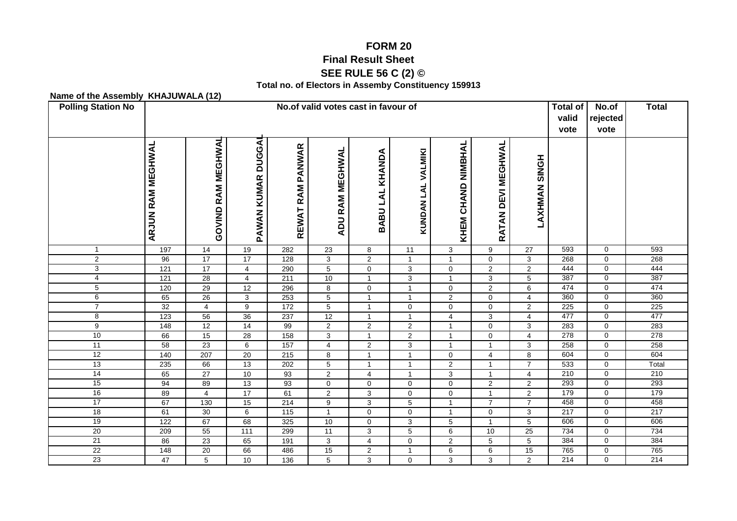# FORM 20

## Final Result Sheet

## SEE RULE 56 C (2) ©

### Total no. of Electors in Assemby Constituency 159913

**Name of the Assembly KHAJUWALA (12)**

| Polling Station No | No.of valid votes cast in favour of | | | | | | | | | | Total of valid vote | No.of rejected vote | Total |
|---|---|---|---|---|---|---|---|---|---|---|---|---|---|
| | ARJUN RAM MEGHWAL | GOVIND RAM MEGHWAL | PAWAN KUMAR DUGGAL | REWAT RAM PANWAR | ADU RAM MEGHWAL | BABU LAL KHANDA | KUNDAN LAL VALMIKI | KHEM CHAND NIMBHAL | RATAN DEVI MEGHWAL | LAXHMAN SINGH | | | |
| 1 | 197 | 14 | 19 | 282 | 23 | 8 | 11 | 3 | 9 | 27 | 593 | 0 | 593 |
| 2 | 96 | 17 | 17 | 128 | 3 | 2 | 1 | 1 | 0 | 3 | 268 | 0 | 268 |
| 3 | 121 | 17 | 4 | 290 | 5 | 0 | 3 | 0 | 2 | 2 | 444 | 0 | 444 |
| 4 | 121 | 28 | 4 | 211 | 10 | 1 | 3 | 1 | 3 | 5 | 387 | 0 | 387 |
| 5 | 120 | 29 | 12 | 296 | 8 | 0 | 1 | 0 | 2 | 6 | 474 | 0 | 474 |
| 6 | 65 | 26 | 3 | 253 | 5 | 1 | 1 | 2 | 0 | 4 | 360 | 0 | 360 |
| 7 | 32 | 4 | 9 | 172 | 5 | 1 | 0 | 0 | 0 | 2 | 225 | 0 | 225 |
| 8 | 123 | 56 | 36 | 237 | 12 | 1 | 1 | 4 | 3 | 4 | 477 | 0 | 477 |
| 9 | 148 | 12 | 14 | 99 | 2 | 2 | 2 | 1 | 0 | 3 | 283 | 0 | 283 |
| 10 | 66 | 15 | 28 | 158 | 3 | 1 | 2 | 1 | 0 | 4 | 278 | 0 | 278 |
| 11 | 58 | 23 | 6 | 157 | 4 | 2 | 3 | 1 | 1 | 3 | 258 | 0 | 258 |
| 12 | 140 | 207 | 20 | 215 | 8 | 1 | 1 | 0 | 4 | 8 | 604 | 0 | 604 |
| 13 | 235 | 66 | 13 | 202 | 5 | 1 | 1 | 2 | 1 | 7 | 533 | 0 | Total |
| 14 | 65 | 27 | 10 | 93 | 2 | 4 | 1 | 3 | 1 | 4 | 210 | 0 | 210 |
| 15 | 94 | 89 | 13 | 93 | 0 | 0 | 0 | 0 | 2 | 2 | 293 | 0 | 293 |
| 16 | 89 | 4 | 17 | 61 | 2 | 3 | 0 | 0 | 1 | 2 | 179 | 0 | 179 |
| 17 | 67 | 130 | 15 | 214 | 9 | 3 | 5 | 1 | 7 | 7 | 458 | 0 | 458 |
| 18 | 61 | 30 | 6 | 115 | 1 | 0 | 0 | 1 | 0 | 3 | 217 | 0 | 217 |
| 19 | 122 | 67 | 68 | 325 | 10 | 0 | 3 | 5 | 1 | 5 | 606 | 0 | 606 |
| 20 | 209 | 55 | 111 | 299 | 11 | 3 | 5 | 6 | 10 | 25 | 734 | 0 | 734 |
| 21 | 86 | 23 | 65 | 191 | 3 | 4 | 0 | 2 | 5 | 5 | 384 | 0 | 384 |
| 22 | 148 | 20 | 66 | 486 | 15 | 2 | 1 | 6 | 6 | 15 | 765 | 0 | 765 |
| 23 | 47 | 5 | 10 | 136 | 5 | 3 | 0 | 3 | 3 | 2 | 214 | 0 | 214 |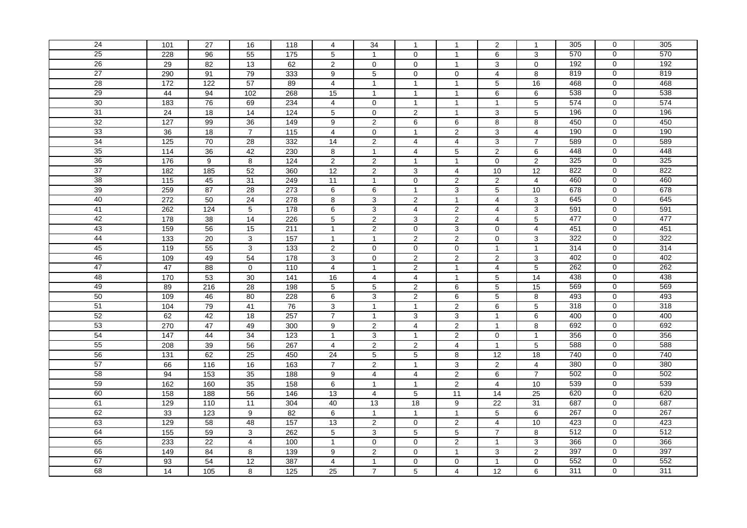| 24 | 101 | 27 | 16 | 118 | 4 | 34 | 1 | 1 | 2 | 1 | 305 | 0 | 305 |
|---|---|---|---|---|---|---|---|---|---|---|---|---|---|
| 25 | 228 | 96 | 55 | 175 | 5 | 1 | 0 | 1 | 6 | 3 | 570 | 0 | 570 |
| 26 | 29 | 82 | 13 | 62 | 2 | 0 | 0 | 1 | 3 | 0 | 192 | 0 | 192 |
| 27 | 290 | 91 | 79 | 333 | 9 | 5 | 0 | 0 | 4 | 8 | 819 | 0 | 819 |
| 28 | 172 | 122 | 57 | 89 | 4 | 1 | 1 | 1 | 5 | 16 | 468 | 0 | 468 |
| 29 | 44 | 94 | 102 | 268 | 15 | 1 | 1 | 1 | 6 | 6 | 538 | 0 | 538 |
| 30 | 183 | 76 | 69 | 234 | 4 | 0 | 1 | 1 | 1 | 5 | 574 | 0 | 574 |
| 31 | 24 | 18 | 14 | 124 | 5 | 0 | 2 | 1 | 3 | 5 | 196 | 0 | 196 |
| 32 | 127 | 99 | 36 | 149 | 9 | 2 | 6 | 6 | 8 | 8 | 450 | 0 | 450 |
| 33 | 36 | 18 | 7 | 115 | 4 | 0 | 1 | 2 | 3 | 4 | 190 | 0 | 190 |
| 34 | 125 | 70 | 28 | 332 | 14 | 2 | 4 | 4 | 3 | 7 | 589 | 0 | 589 |
| 35 | 114 | 36 | 42 | 230 | 8 | 1 | 4 | 5 | 2 | 6 | 448 | 0 | 448 |
| 36 | 176 | 9 | 8 | 124 | 2 | 2 | 1 | 1 | 0 | 2 | 325 | 0 | 325 |
| 37 | 182 | 185 | 52 | 360 | 12 | 2 | 3 | 4 | 10 | 12 | 822 | 0 | 822 |
| 38 | 115 | 45 | 31 | 249 | 11 | 1 | 0 | 2 | 2 | 4 | 460 | 0 | 460 |
| 39 | 259 | 87 | 28 | 273 | 6 | 6 | 1 | 3 | 5 | 10 | 678 | 0 | 678 |
| 40 | 272 | 50 | 24 | 278 | 8 | 3 | 2 | 1 | 4 | 3 | 645 | 0 | 645 |
| 41 | 262 | 124 | 5 | 178 | 6 | 3 | 4 | 2 | 4 | 3 | 591 | 0 | 591 |
| 42 | 178 | 38 | 14 | 226 | 5 | 2 | 3 | 2 | 4 | 5 | 477 | 0 | 477 |
| 43 | 159 | 56 | 15 | 211 | 1 | 2 | 0 | 3 | 0 | 4 | 451 | 0 | 451 |
| 44 | 133 | 20 | 3 | 157 | 1 | 1 | 2 | 2 | 0 | 3 | 322 | 0 | 322 |
| 45 | 119 | 55 | 3 | 133 | 2 | 0 | 0 | 0 | 1 | 1 | 314 | 0 | 314 |
| 46 | 109 | 49 | 54 | 178 | 3 | 0 | 2 | 2 | 2 | 3 | 402 | 0 | 402 |
| 47 | 47 | 88 | 0 | 110 | 4 | 1 | 2 | 1 | 4 | 5 | 262 | 0 | 262 |
| 48 | 170 | 53 | 30 | 141 | 16 | 4 | 4 | 1 | 5 | 14 | 438 | 0 | 438 |
| 49 | 89 | 216 | 28 | 198 | 5 | 5 | 2 | 6 | 5 | 15 | 569 | 0 | 569 |
| 50 | 109 | 46 | 80 | 228 | 6 | 3 | 2 | 6 | 5 | 8 | 493 | 0 | 493 |
| 51 | 104 | 79 | 41 | 76 | 3 | 1 | 1 | 2 | 6 | 5 | 318 | 0 | 318 |
| 52 | 62 | 42 | 18 | 257 | 7 | 1 | 3 | 3 | 1 | 6 | 400 | 0 | 400 |
| 53 | 270 | 47 | 49 | 300 | 9 | 2 | 4 | 2 | 1 | 8 | 692 | 0 | 692 |
| 54 | 147 | 44 | 34 | 123 | 1 | 3 | 1 | 2 | 0 | 1 | 356 | 0 | 356 |
| 55 | 208 | 39 | 56 | 267 | 4 | 2 | 2 | 4 | 1 | 5 | 588 | 0 | 588 |
| 56 | 131 | 62 | 25 | 450 | 24 | 5 | 5 | 8 | 12 | 18 | 740 | 0 | 740 |
| 57 | 66 | 116 | 16 | 163 | 7 | 2 | 1 | 3 | 2 | 4 | 380 | 0 | 380 |
| 58 | 94 | 153 | 35 | 188 | 9 | 4 | 4 | 2 | 6 | 7 | 502 | 0 | 502 |
| 59 | 162 | 160 | 35 | 158 | 6 | 1 | 1 | 2 | 4 | 10 | 539 | 0 | 539 |
| 60 | 158 | 188 | 56 | 146 | 13 | 4 | 5 | 11 | 14 | 25 | 620 | 0 | 620 |
| 61 | 129 | 110 | 11 | 304 | 40 | 13 | 18 | 9 | 22 | 31 | 687 | 0 | 687 |
| 62 | 33 | 123 | 9 | 82 | 6 | 1 | 1 | 1 | 5 | 6 | 267 | 0 | 267 |
| 63 | 129 | 58 | 48 | 157 | 13 | 2 | 0 | 2 | 4 | 10 | 423 | 0 | 423 |
| 64 | 155 | 59 | 3 | 262 | 5 | 3 | 5 | 5 | 7 | 8 | 512 | 0 | 512 |
| 65 | 233 | 22 | 4 | 100 | 1 | 0 | 0 | 2 | 1 | 3 | 366 | 0 | 366 |
| 66 | 149 | 84 | 8 | 139 | 9 | 2 | 0 | 1 | 3 | 2 | 397 | 0 | 397 |
| 67 | 93 | 54 | 12 | 387 | 4 | 1 | 0 | 0 | 1 | 0 | 552 | 0 | 552 |
| 68 | 14 | 105 | 8 | 125 | 25 | 7 | 5 | 4 | 12 | 6 | 311 | 0 | 311 |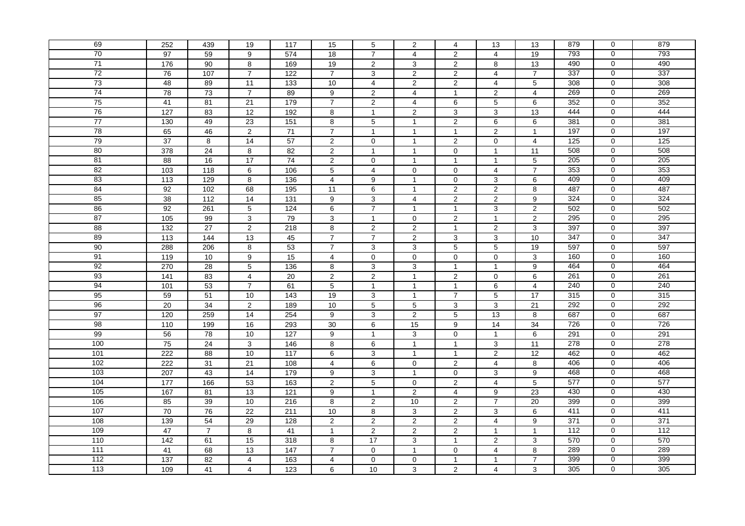| 69 | 252 | 439 | 19 | 117 | 15 | 5 | 2 | 4 | 13 | 13 | 879 | 0 | 879 |
|---|---|---|---|---|---|---|---|---|---|---|---|---|---|
| 70 | 97 | 59 | 9 | 574 | 18 | 7 | 4 | 2 | 4 | 19 | 793 | 0 | 793 |
| 71 | 176 | 90 | 8 | 169 | 19 | 2 | 3 | 2 | 8 | 13 | 490 | 0 | 490 |
| 72 | 76 | 107 | 7 | 122 | 7 | 3 | 2 | 2 | 4 | 7 | 337 | 0 | 337 |
| 73 | 48 | 89 | 11 | 133 | 10 | 4 | 2 | 2 | 4 | 5 | 308 | 0 | 308 |
| 74 | 78 | 73 | 7 | 89 | 9 | 2 | 4 | 1 | 2 | 4 | 269 | 0 | 269 |
| 75 | 41 | 81 | 21 | 179 | 7 | 2 | 4 | 6 | 5 | 6 | 352 | 0 | 352 |
| 76 | 127 | 83 | 12 | 192 | 8 | 1 | 2 | 3 | 3 | 13 | 444 | 0 | 444 |
| 77 | 130 | 49 | 23 | 151 | 8 | 5 | 1 | 2 | 6 | 6 | 381 | 0 | 381 |
| 78 | 65 | 46 | 2 | 71 | 7 | 1 | 1 | 1 | 2 | 1 | 197 | 0 | 197 |
| 79 | 37 | 8 | 14 | 57 | 2 | 0 | 1 | 2 | 0 | 4 | 125 | 0 | 125 |
| 80 | 378 | 24 | 8 | 82 | 2 | 1 | 1 | 0 | 1 | 11 | 508 | 0 | 508 |
| 81 | 88 | 16 | 17 | 74 | 2 | 0 | 1 | 1 | 1 | 5 | 205 | 0 | 205 |
| 82 | 103 | 118 | 6 | 106 | 5 | 4 | 0 | 0 | 4 | 7 | 353 | 0 | 353 |
| 83 | 113 | 129 | 8 | 136 | 4 | 9 | 1 | 0 | 3 | 6 | 409 | 0 | 409 |
| 84 | 92 | 102 | 68 | 195 | 11 | 6 | 1 | 2 | 2 | 8 | 487 | 0 | 487 |
| 85 | 38 | 112 | 14 | 131 | 9 | 3 | 4 | 2 | 2 | 9 | 324 | 0 | 324 |
| 86 | 92 | 261 | 5 | 124 | 6 | 7 | 1 | 1 | 3 | 2 | 502 | 0 | 502 |
| 87 | 105 | 99 | 3 | 79 | 3 | 1 | 0 | 2 | 1 | 2 | 295 | 0 | 295 |
| 88 | 132 | 27 | 2 | 218 | 8 | 2 | 2 | 1 | 2 | 3 | 397 | 0 | 397 |
| 89 | 113 | 144 | 13 | 45 | 7 | 7 | 2 | 3 | 3 | 10 | 347 | 0 | 347 |
| 90 | 288 | 206 | 8 | 53 | 7 | 3 | 3 | 5 | 5 | 19 | 597 | 0 | 597 |
| 91 | 119 | 10 | 9 | 15 | 4 | 0 | 0 | 0 | 0 | 3 | 160 | 0 | 160 |
| 92 | 270 | 28 | 5 | 136 | 8 | 3 | 3 | 1 | 1 | 9 | 464 | 0 | 464 |
| 93 | 141 | 83 | 4 | 20 | 2 | 2 | 1 | 2 | 0 | 6 | 261 | 0 | 261 |
| 94 | 101 | 53 | 7 | 61 | 5 | 1 | 1 | 1 | 6 | 4 | 240 | 0 | 240 |
| 95 | 59 | 51 | 10 | 143 | 19 | 3 | 1 | 7 | 5 | 17 | 315 | 0 | 315 |
| 96 | 20 | 34 | 2 | 189 | 10 | 5 | 5 | 3 | 3 | 21 | 292 | 0 | 292 |
| 97 | 120 | 259 | 14 | 254 | 9 | 3 | 2 | 5 | 13 | 8 | 687 | 0 | 687 |
| 98 | 110 | 199 | 16 | 293 | 30 | 6 | 15 | 9 | 14 | 34 | 726 | 0 | 726 |
| 99 | 56 | 78 | 10 | 127 | 9 | 1 | 3 | 0 | 1 | 6 | 291 | 0 | 291 |
| 100 | 75 | 24 | 3 | 146 | 8 | 6 | 1 | 1 | 3 | 11 | 278 | 0 | 278 |
| 101 | 222 | 88 | 10 | 117 | 6 | 3 | 1 | 1 | 2 | 12 | 462 | 0 | 462 |
| 102 | 222 | 31 | 21 | 108 | 4 | 6 | 0 | 2 | 4 | 8 | 406 | 0 | 406 |
| 103 | 207 | 43 | 14 | 179 | 9 | 3 | 1 | 0 | 3 | 9 | 468 | 0 | 468 |
| 104 | 177 | 166 | 53 | 163 | 2 | 5 | 0 | 2 | 4 | 5 | 577 | 0 | 577 |
| 105 | 167 | 81 | 13 | 121 | 9 | 1 | 2 | 4 | 9 | 23 | 430 | 0 | 430 |
| 106 | 85 | 39 | 10 | 216 | 8 | 2 | 10 | 2 | 7 | 20 | 399 | 0 | 399 |
| 107 | 70 | 76 | 22 | 211 | 10 | 8 | 3 | 2 | 3 | 6 | 411 | 0 | 411 |
| 108 | 139 | 54 | 29 | 128 | 2 | 2 | 2 | 2 | 4 | 9 | 371 | 0 | 371 |
| 109 | 47 | 7 | 8 | 41 | 1 | 2 | 2 | 2 | 1 | 1 | 112 | 0 | 112 |
| 110 | 142 | 61 | 15 | 318 | 8 | 17 | 3 | 1 | 2 | 3 | 570 | 0 | 570 |
| 111 | 41 | 68 | 13 | 147 | 7 | 0 | 1 | 0 | 4 | 8 | 289 | 0 | 289 |
| 112 | 137 | 82 | 4 | 163 | 4 | 0 | 0 | 1 | 1 | 7 | 399 | 0 | 399 |
| 113 | 109 | 41 | 4 | 123 | 6 | 10 | 3 | 2 | 4 | 3 | 305 | 0 | 305 |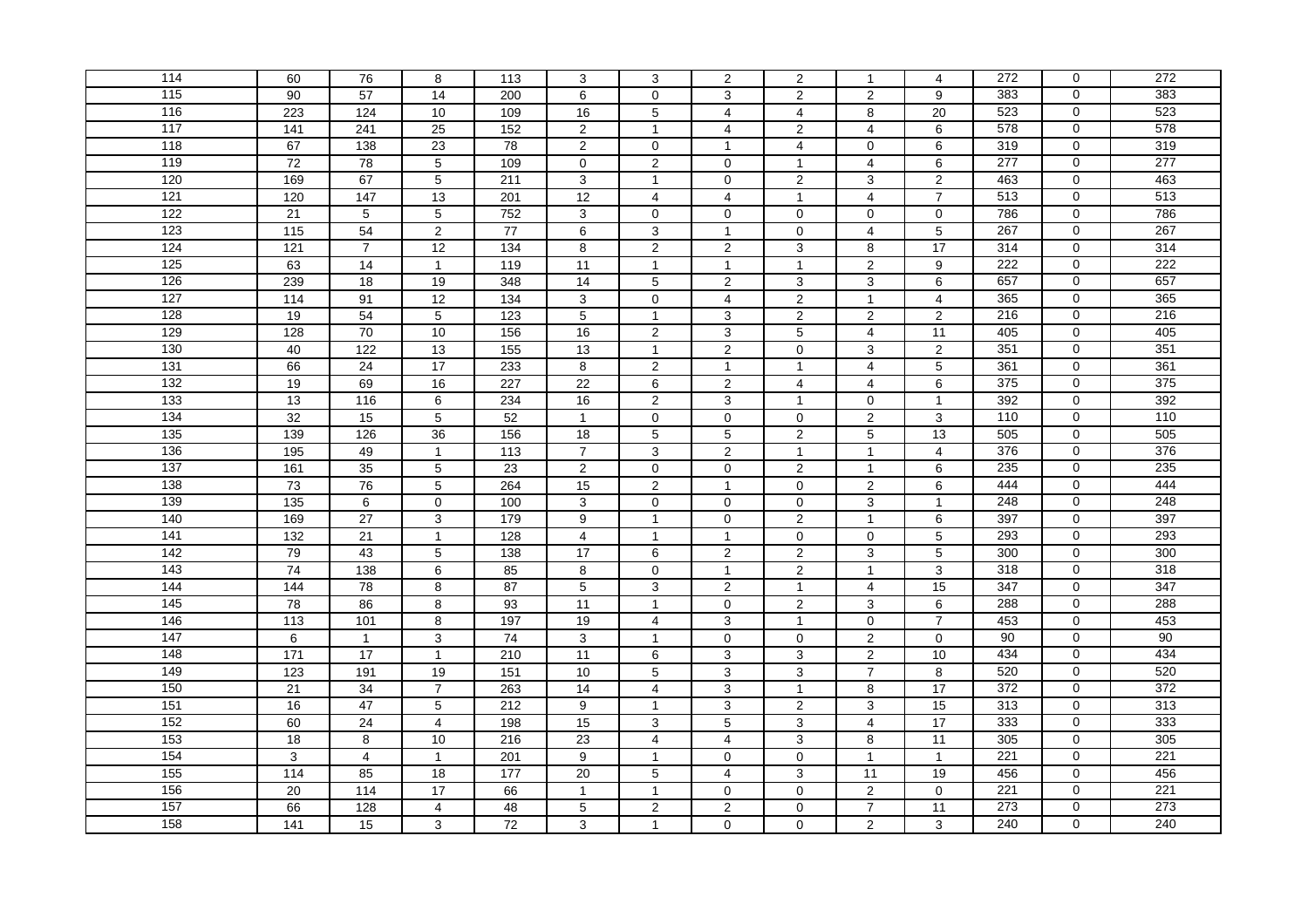| 114 | 60 | 76 | 8 | 113 | 3 | 3 | 2 | 2 | 1 | 4 | 272 | 0 | 272 |
|---|---|---|---|---|---|---|---|---|---|---|---|---|---|
| 115 | 90 | 57 | 14 | 200 | 6 | 0 | 3 | 2 | 2 | 9 | 383 | 0 | 383 |
| 116 | 223 | 124 | 10 | 109 | 16 | 5 | 4 | 4 | 8 | 20 | 523 | 0 | 523 |
| 117 | 141 | 241 | 25 | 152 | 2 | 1 | 4 | 2 | 4 | 6 | 578 | 0 | 578 |
| 118 | 67 | 138 | 23 | 78 | 2 | 0 | 1 | 4 | 0 | 6 | 319 | 0 | 319 |
| 119 | 72 | 78 | 5 | 109 | 0 | 2 | 0 | 1 | 4 | 6 | 277 | 0 | 277 |
| 120 | 169 | 67 | 5 | 211 | 3 | 1 | 0 | 2 | 3 | 2 | 463 | 0 | 463 |
| 121 | 120 | 147 | 13 | 201 | 12 | 4 | 4 | 1 | 4 | 7 | 513 | 0 | 513 |
| 122 | 21 | 5 | 5 | 752 | 3 | 0 | 0 | 0 | 0 | 0 | 786 | 0 | 786 |
| 123 | 115 | 54 | 2 | 77 | 6 | 3 | 1 | 0 | 4 | 5 | 267 | 0 | 267 |
| 124 | 121 | 7 | 12 | 134 | 8 | 2 | 2 | 3 | 8 | 17 | 314 | 0 | 314 |
| 125 | 63 | 14 | 1 | 119 | 11 | 1 | 1 | 1 | 2 | 9 | 222 | 0 | 222 |
| 126 | 239 | 18 | 19 | 348 | 14 | 5 | 2 | 3 | 3 | 6 | 657 | 0 | 657 |
| 127 | 114 | 91 | 12 | 134 | 3 | 0 | 4 | 2 | 1 | 4 | 365 | 0 | 365 |
| 128 | 19 | 54 | 5 | 123 | 5 | 1 | 3 | 2 | 2 | 2 | 216 | 0 | 216 |
| 129 | 128 | 70 | 10 | 156 | 16 | 2 | 3 | 5 | 4 | 11 | 405 | 0 | 405 |
| 130 | 40 | 122 | 13 | 155 | 13 | 1 | 2 | 0 | 3 | 2 | 351 | 0 | 351 |
| 131 | 66 | 24 | 17 | 233 | 8 | 2 | 1 | 1 | 4 | 5 | 361 | 0 | 361 |
| 132 | 19 | 69 | 16 | 227 | 22 | 6 | 2 | 4 | 4 | 6 | 375 | 0 | 375 |
| 133 | 13 | 116 | 6 | 234 | 16 | 2 | 3 | 1 | 0 | 1 | 392 | 0 | 392 |
| 134 | 32 | 15 | 5 | 52 | 1 | 0 | 0 | 0 | 2 | 3 | 110 | 0 | 110 |
| 135 | 139 | 126 | 36 | 156 | 18 | 5 | 5 | 2 | 5 | 13 | 505 | 0 | 505 |
| 136 | 195 | 49 | 1 | 113 | 7 | 3 | 2 | 1 | 1 | 4 | 376 | 0 | 376 |
| 137 | 161 | 35 | 5 | 23 | 2 | 0 | 0 | 2 | 1 | 6 | 235 | 0 | 235 |
| 138 | 73 | 76 | 5 | 264 | 15 | 2 | 1 | 0 | 2 | 6 | 444 | 0 | 444 |
| 139 | 135 | 6 | 0 | 100 | 3 | 0 | 0 | 0 | 3 | 1 | 248 | 0 | 248 |
| 140 | 169 | 27 | 3 | 179 | 9 | 1 | 0 | 2 | 1 | 6 | 397 | 0 | 397 |
| 141 | 132 | 21 | 1 | 128 | 4 | 1 | 1 | 0 | 0 | 5 | 293 | 0 | 293 |
| 142 | 79 | 43 | 5 | 138 | 17 | 6 | 2 | 2 | 3 | 5 | 300 | 0 | 300 |
| 143 | 74 | 138 | 6 | 85 | 8 | 0 | 1 | 2 | 1 | 3 | 318 | 0 | 318 |
| 144 | 144 | 78 | 8 | 87 | 5 | 3 | 2 | 1 | 4 | 15 | 347 | 0 | 347 |
| 145 | 78 | 86 | 8 | 93 | 11 | 1 | 0 | 2 | 3 | 6 | 288 | 0 | 288 |
| 146 | 113 | 101 | 8 | 197 | 19 | 4 | 3 | 1 | 0 | 7 | 453 | 0 | 453 |
| 147 | 6 | 1 | 3 | 74 | 3 | 1 | 0 | 0 | 2 | 0 | 90 | 0 | 90 |
| 148 | 171 | 17 | 1 | 210 | 11 | 6 | 3 | 3 | 2 | 10 | 434 | 0 | 434 |
| 149 | 123 | 191 | 19 | 151 | 10 | 5 | 3 | 3 | 7 | 8 | 520 | 0 | 520 |
| 150 | 21 | 34 | 7 | 263 | 14 | 4 | 3 | 1 | 8 | 17 | 372 | 0 | 372 |
| 151 | 16 | 47 | 5 | 212 | 9 | 1 | 3 | 2 | 3 | 15 | 313 | 0 | 313 |
| 152 | 60 | 24 | 4 | 198 | 15 | 3 | 5 | 3 | 4 | 17 | 333 | 0 | 333 |
| 153 | 18 | 8 | 10 | 216 | 23 | 4 | 4 | 3 | 8 | 11 | 305 | 0 | 305 |
| 154 | 3 | 4 | 1 | 201 | 9 | 1 | 0 | 0 | 1 | 1 | 221 | 0 | 221 |
| 155 | 114 | 85 | 18 | 177 | 20 | 5 | 4 | 3 | 11 | 19 | 456 | 0 | 456 |
| 156 | 20 | 114 | 17 | 66 | 1 | 1 | 0 | 0 | 2 | 0 | 221 | 0 | 221 |
| 157 | 66 | 128 | 4 | 48 | 5 | 2 | 2 | 0 | 7 | 11 | 273 | 0 | 273 |
| 158 | 141 | 15 | 3 | 72 | 3 | 1 | 0 | 0 | 2 | 3 | 240 | 0 | 240 |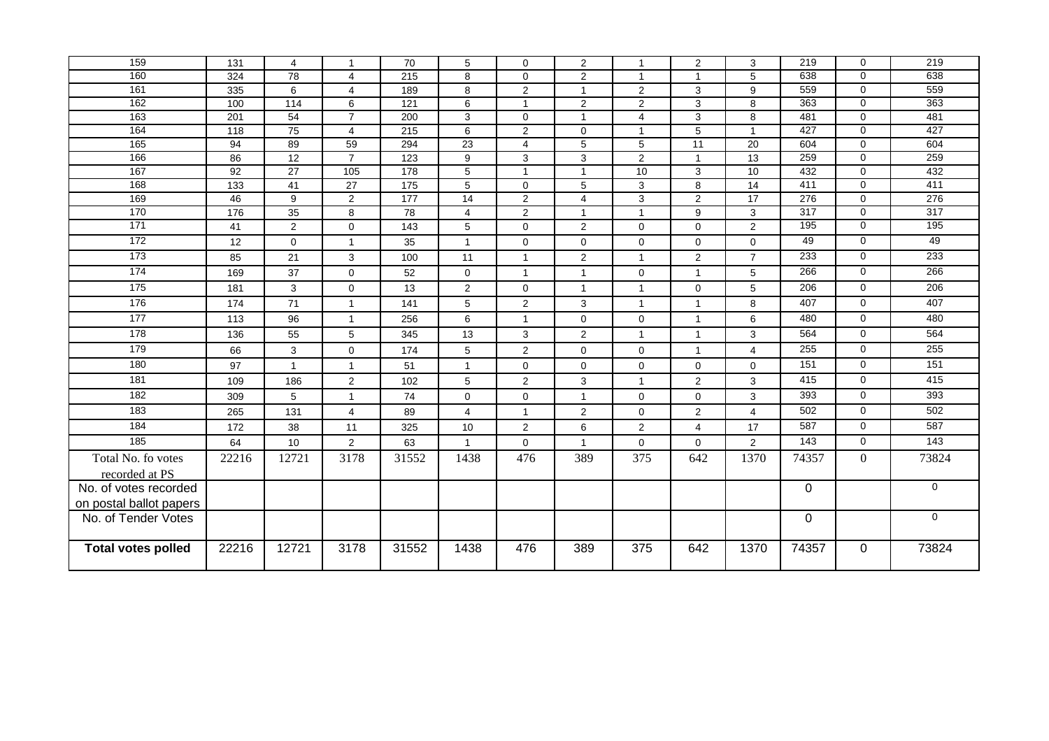| | | | | | | | | | | | | | |
|---|---|---|---|---|---|---|---|---|---|---|---|---|---|
| 159 | 131 | 4 | 1 | 70 | 5 | 0 | 2 | 1 | 2 | 3 | 219 | 0 | 219 |
| 160 | 324 | 78 | 4 | 215 | 8 | 0 | 2 | 1 | 1 | 5 | 638 | 0 | 638 |
| 161 | 335 | 6 | 4 | 189 | 8 | 2 | 1 | 2 | 3 | 9 | 559 | 0 | 559 |
| 162 | 100 | 114 | 6 | 121 | 6 | 1 | 2 | 2 | 3 | 8 | 363 | 0 | 363 |
| 163 | 201 | 54 | 7 | 200 | 3 | 0 | 1 | 4 | 3 | 8 | 481 | 0 | 481 |
| 164 | 118 | 75 | 4 | 215 | 6 | 2 | 0 | 1 | 5 | 1 | 427 | 0 | 427 |
| 165 | 94 | 89 | 59 | 294 | 23 | 4 | 5 | 5 | 11 | 20 | 604 | 0 | 604 |
| 166 | 86 | 12 | 7 | 123 | 9 | 3 | 3 | 2 | 1 | 13 | 259 | 0 | 259 |
| 167 | 92 | 27 | 105 | 178 | 5 | 1 | 1 | 10 | 3 | 10 | 432 | 0 | 432 |
| 168 | 133 | 41 | 27 | 175 | 5 | 0 | 5 | 3 | 8 | 14 | 411 | 0 | 411 |
| 169 | 46 | 9 | 2 | 177 | 14 | 2 | 4 | 3 | 2 | 17 | 276 | 0 | 276 |
| 170 | 176 | 35 | 8 | 78 | 4 | 2 | 1 | 1 | 9 | 3 | 317 | 0 | 317 |
| 171 | 41 | 2 | 0 | 143 | 5 | 0 | 2 | 0 | 0 | 2 | 195 | 0 | 195 |
| 172 | 12 | 0 | 1 | 35 | 1 | 0 | 0 | 0 | 0 | 0 | 49 | 0 | 49 |
| 173 | 85 | 21 | 3 | 100 | 11 | 1 | 2 | 1 | 2 | 7 | 233 | 0 | 233 |
| 174 | 169 | 37 | 0 | 52 | 0 | 1 | 1 | 0 | 1 | 5 | 266 | 0 | 266 |
| 175 | 181 | 3 | 0 | 13 | 2 | 0 | 1 | 1 | 0 | 5 | 206 | 0 | 206 |
| 176 | 174 | 71 | 1 | 141 | 5 | 2 | 3 | 1 | 1 | 8 | 407 | 0 | 407 |
| 177 | 113 | 96 | 1 | 256 | 6 | 1 | 0 | 0 | 1 | 6 | 480 | 0 | 480 |
| 178 | 136 | 55 | 5 | 345 | 13 | 3 | 2 | 1 | 1 | 3 | 564 | 0 | 564 |
| 179 | 66 | 3 | 0 | 174 | 5 | 2 | 0 | 0 | 1 | 4 | 255 | 0 | 255 |
| 180 | 97 | 1 | 1 | 51 | 1 | 0 | 0 | 0 | 0 | 0 | 151 | 0 | 151 |
| 181 | 109 | 186 | 2 | 102 | 5 | 2 | 3 | 1 | 2 | 3 | 415 | 0 | 415 |
| 182 | 309 | 5 | 1 | 74 | 0 | 0 | 1 | 0 | 0 | 3 | 393 | 0 | 393 |
| 183 | 265 | 131 | 4 | 89 | 4 | 1 | 2 | 0 | 2 | 4 | 502 | 0 | 502 |
| 184 | 172 | 38 | 11 | 325 | 10 | 2 | 6 | 2 | 4 | 17 | 587 | 0 | 587 |
| 185 | 64 | 10 | 2 | 63 | 1 | 0 | 1 | 0 | 0 | 2 | 143 | 0 | 143 |
| Total No. fo votes recorded at PS | 22216 | 12721 | 3178 | 31552 | 1438 | 476 | 389 | 375 | 642 | 1370 | 74357 | 0 | 73824 |
| No. of votes recorded on postal ballot papers | | | | | | | | | | | 0 | | 0 |
| No. of Tender Votes | | | | | | | | | | | 0 | | 0 |
| **Total votes polled** | 22216 | 12721 | 3178 | 31552 | 1438 | 476 | 389 | 375 | 642 | 1370 | 74357 | 0 | 73824 |